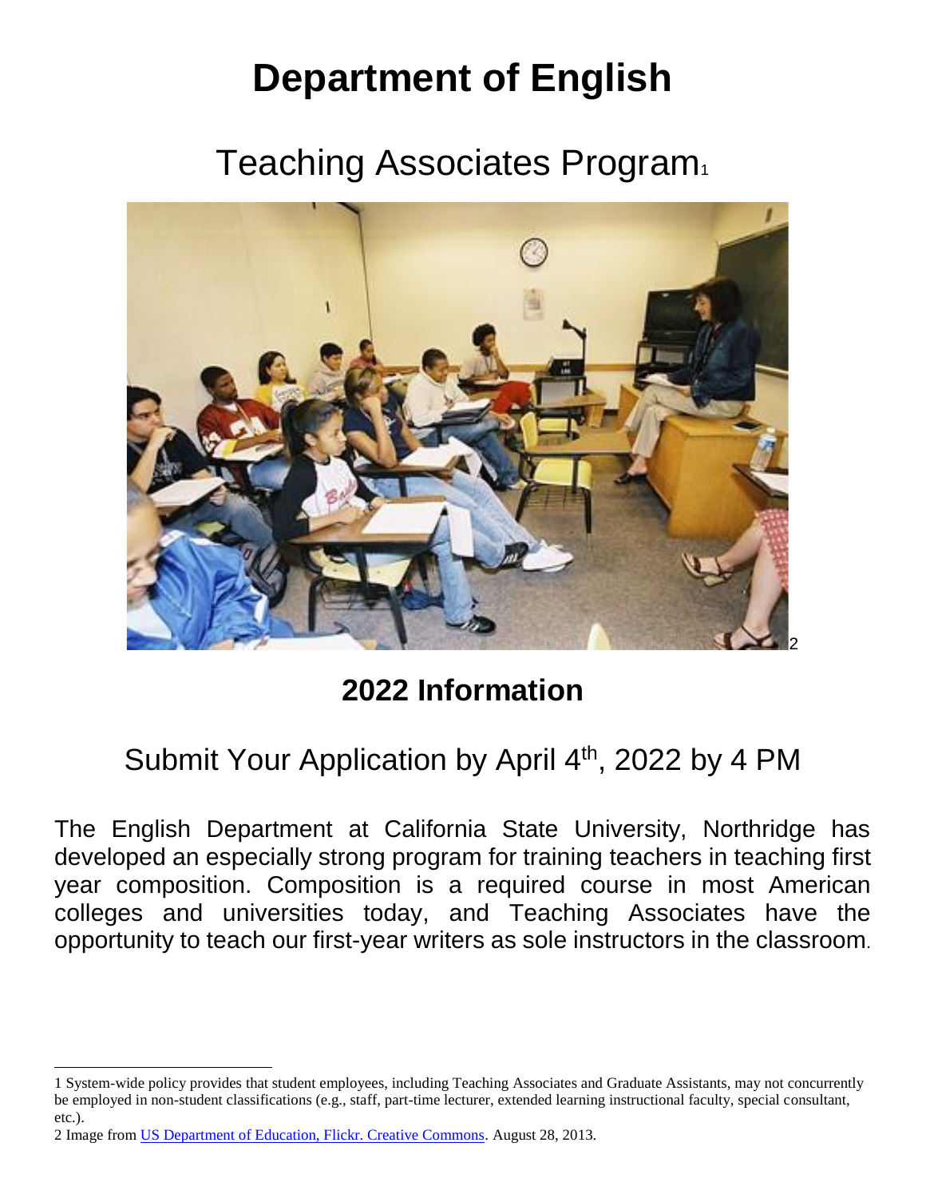# Department of English

## Teaching Associates Program[1]

[2]

## 2022 Information

## Submit Your Application by April 4th, 2022 by 4 PM

The English Department at California State University, Northridge has developed an especially strong program for training teachers in teaching first year composition. Composition is a required course in most American colleges and universities today, and Teaching Associates have the opportunity to teach our first-year writers as sole instructors in the classroom.

---

1 System-wide policy provides that student employees, including Teaching Associates and Graduate Assistants, may not concurrently be employed in non-student classifications (e.g., staff, part-time lecturer, extended learning instructional faculty, special consultant, etc.).

2 Image from US Department of Education, Flickr. Creative Commons. August 28, 2013.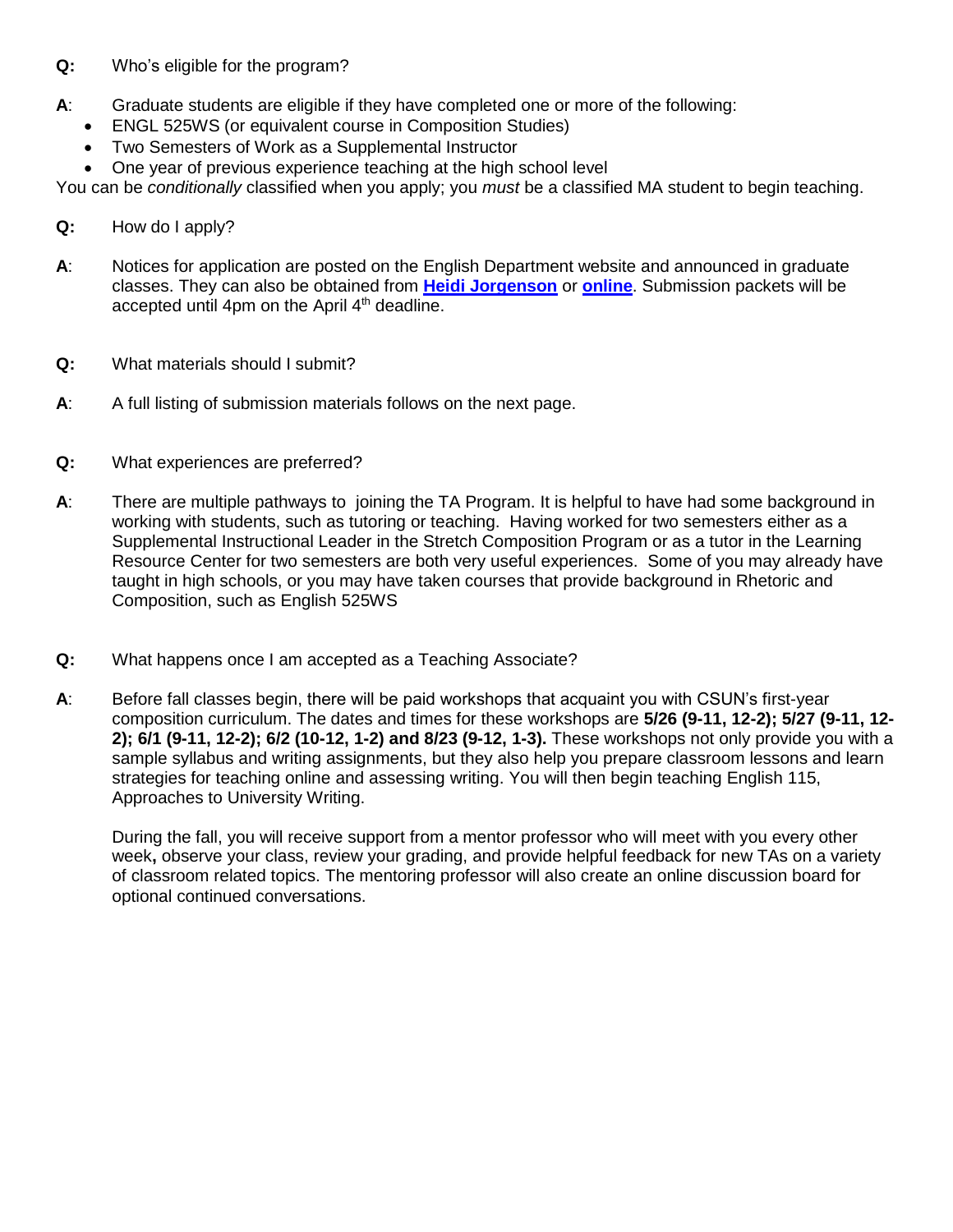**Q:** Who's eligible for the program?

**A**: Graduate students are eligible if they have completed one or more of the following:

- ENGL 525WS (or equivalent course in Composition Studies)
- Two Semesters of Work as a Supplemental Instructor
- One year of previous experience teaching at the high school level

You can be *conditionally* classified when you apply; you *must* be a classified MA student to begin teaching.

**Q:** How do I apply?

**A**: Notices for application are posted on the English Department website and announced in graduate classes. They can also be obtained from **Heidi Jorgenson** or **online**. Submission packets will be accepted until 4pm on the April 4th deadline.

**Q:** What materials should I submit?

**A**: A full listing of submission materials follows on the next page.

**Q:** What experiences are preferred?

**A**: There are multiple pathways to joining the TA Program. It is helpful to have had some background in working with students, such as tutoring or teaching. Having worked for two semesters either as a Supplemental Instructional Leader in the Stretch Composition Program or as a tutor in the Learning Resource Center for two semesters are both very useful experiences. Some of you may already have taught in high schools, or you may have taken courses that provide background in Rhetoric and Composition, such as English 525WS

**Q:** What happens once I am accepted as a Teaching Associate?

**A**: Before fall classes begin, there will be paid workshops that acquaint you with CSUN's first-year composition curriculum. The dates and times for these workshops are **5/26 (9-11, 12-2); 5/27 (9-11, 12-2); 6/1 (9-11, 12-2); 6/2 (10-12, 1-2) and 8/23 (9-12, 1-3).** These workshops not only provide you with a sample syllabus and writing assignments, but they also help you prepare classroom lessons and learn strategies for teaching online and assessing writing. You will then begin teaching English 115, Approaches to University Writing.

During the fall, you will receive support from a mentor professor who will meet with you every other week**,** observe your class, review your grading, and provide helpful feedback for new TAs on a variety of classroom related topics. The mentoring professor will also create an online discussion board for optional continued conversations.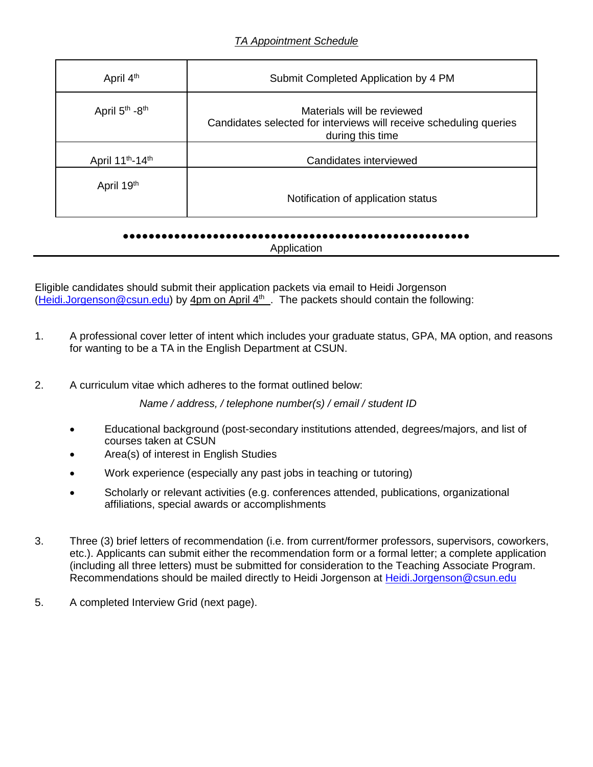*TA Appointment Schedule*

| | |
|---|---|
| April 4th | Submit Completed Application by 4 PM |
| April 5th -8th | Materials will be reviewed<br>Candidates selected for interviews will receive scheduling queries during this time |
| April 11th-14th | Candidates interviewed |
| April 19th | Notification of application status |

●●●●●●●●●●●●●●●●●●●●●●●●●●●●●●●●●●●●●●●●●●●●●●●●●●●●●●

Application

---

Eligible candidates should submit their application packets via email to Heidi Jorgenson (Heidi.Jorgenson@csun.edu) by 4pm on April 4th . The packets should contain the following:

1. A professional cover letter of intent which includes your graduate status, GPA, MA option, and reasons for wanting to be a TA in the English Department at CSUN.

2. A curriculum vitae which adheres to the format outlined below:

   *Name / address, / telephone number(s) / email / student ID*

   - Educational background (post-secondary institutions attended, degrees/majors, and list of courses taken at CSUN
   - Area(s) of interest in English Studies
   - Work experience (especially any past jobs in teaching or tutoring)
   - Scholarly or relevant activities (e.g. conferences attended, publications, organizational affiliations, special awards or accomplishments

3. Three (3) brief letters of recommendation (i.e. from current/former professors, supervisors, coworkers, etc.). Applicants can submit either the recommendation form or a formal letter; a complete application (including all three letters) must be submitted for consideration to the Teaching Associate Program. Recommendations should be mailed directly to Heidi Jorgenson at Heidi.Jorgenson@csun.edu

5. A completed Interview Grid (next page).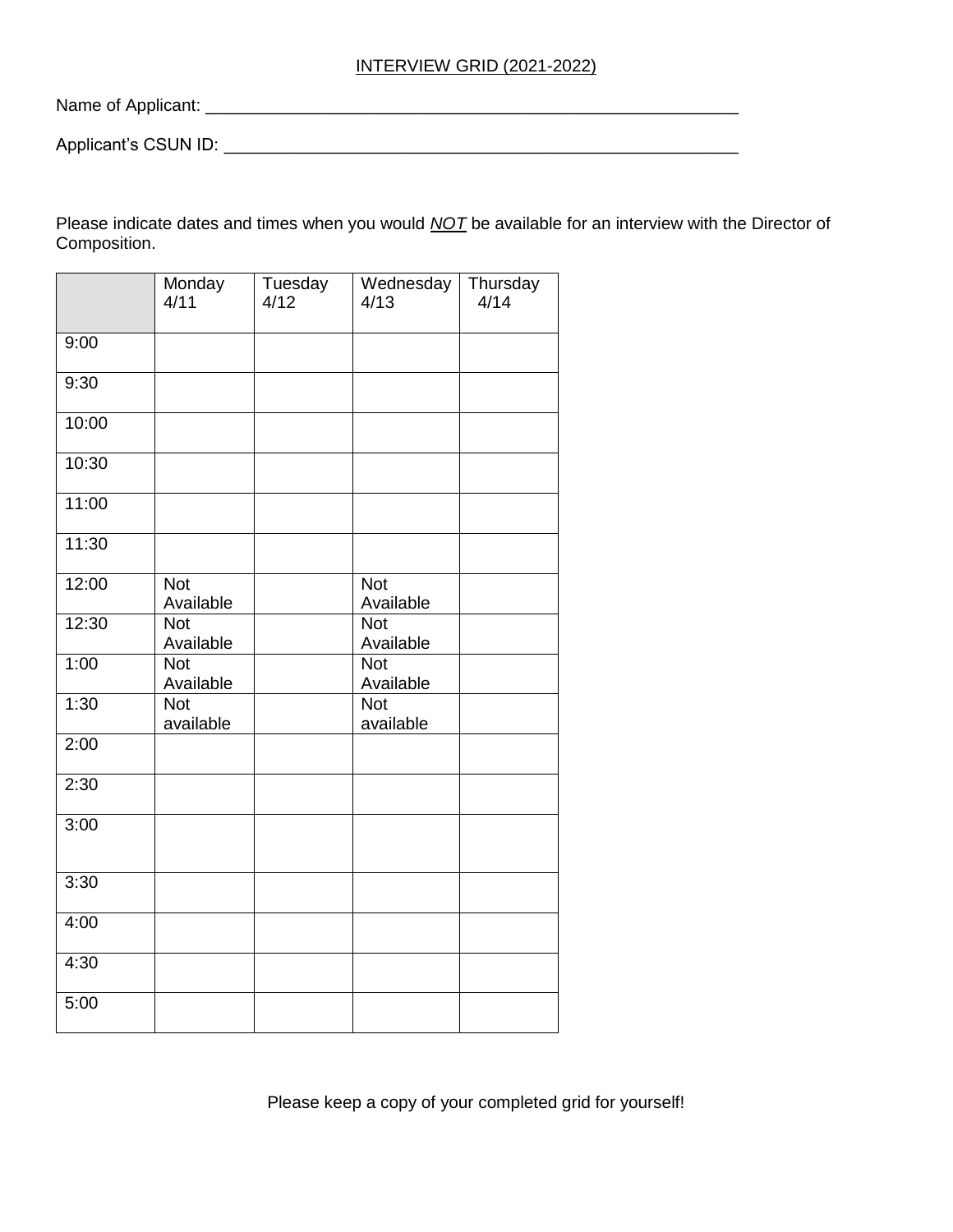INTERVIEW GRID (2021-2022)

Name of Applicant: ___________________________________________________________

Applicant's CSUN ID: _________________________________________________________

Please indicate dates and times when you would *NOT* be available for an interview with the Director of Composition.

| | Monday 4/11 | Tuesday 4/12 | Wednesday 4/13 | Thursday 4/14 |
|---|---|---|---|---|
| 9:00 | | | | |
| 9:30 | | | | |
| 10:00 | | | | |
| 10:30 | | | | |
| 11:00 | | | | |
| 11:30 | | | | |
| 12:00 | Not Available | | Not Available | |
| 12:30 | Not Available | | Not Available | |
| 1:00 | Not Available | | Not Available | |
| 1:30 | Not available | | Not available | |
| 2:00 | | | | |
| 2:30 | | | | |
| 3:00 | | | | |
| 3:30 | | | | |
| 4:00 | | | | |
| 4:30 | | | | |
| 5:00 | | | | |

Please keep a copy of your completed grid for yourself!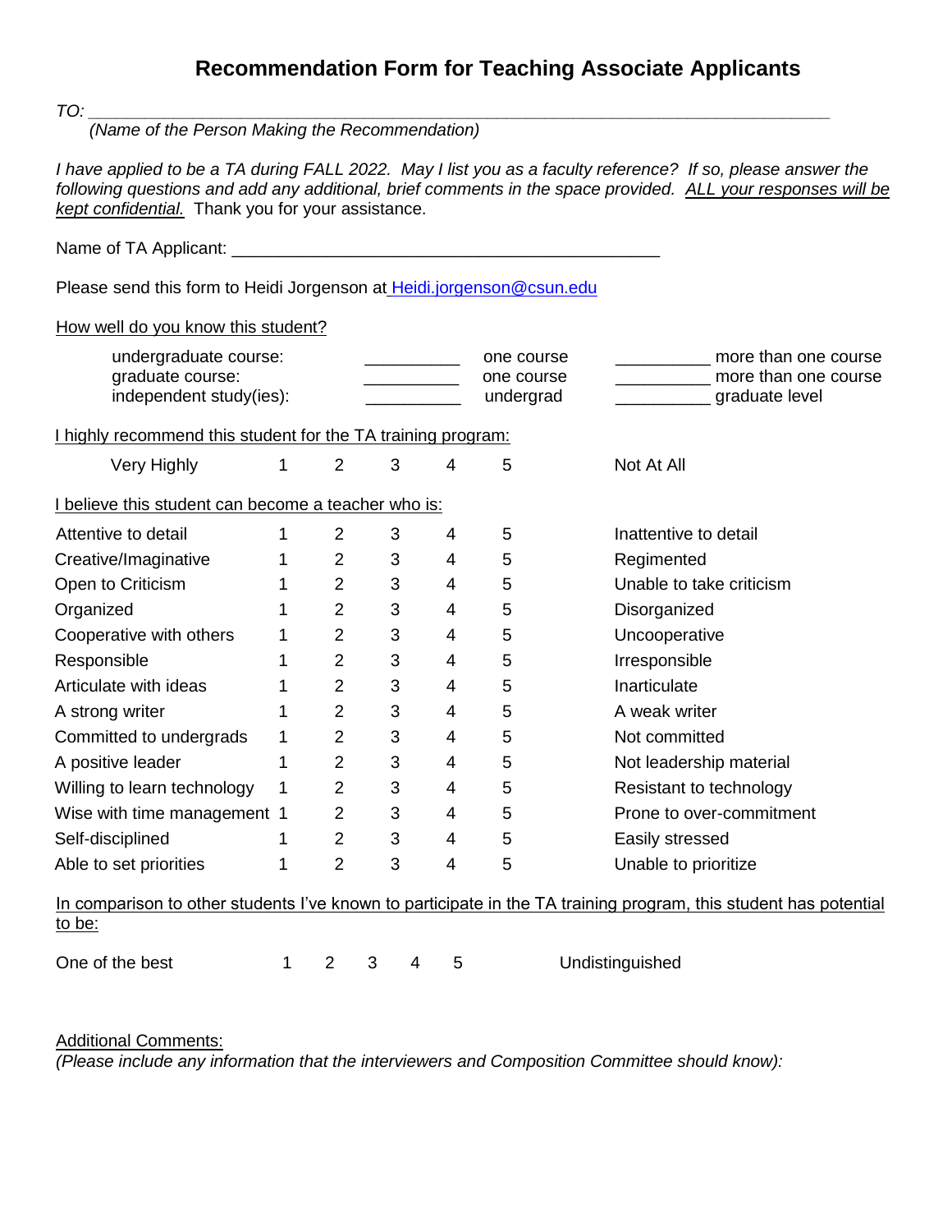# Recommendation Form for Teaching Associate Applicants

*TO:* ___________________________________________________________________________
*(Name of the Person Making the Recommendation)*

*I have applied to be a TA during FALL 2022. May I list you as a faculty reference? If so, please answer the following questions and add any additional, brief comments in the space provided.* ***ALL your responses will be kept confidential.*** Thank you for your assistance.

Name of TA Applicant: _____________________________________________

Please send this form to Heidi Jorgenson at [Heidi.jorgenson@csun.edu](mailto:Heidi.jorgenson@csun.edu)

How well do you know this student?

| | | | | |
|---|---|---|---|---|
| undergraduate course: | __________ | one course | __________ | more than one course |
| graduate course: | __________ | one course | __________ | more than one course |
| independent study(ies): | __________ | undergrad | __________ | graduate level |

I highly recommend this student for the TA training program:

| | | | | | | |
|---|---|---|---|---|---|---|
| Very Highly | 1 | 2 | 3 | 4 | 5 | Not At All |

I believe this student can become a teacher who is:

| | | | | | | |
|---|---|---|---|---|---|---|
| Attentive to detail | 1 | 2 | 3 | 4 | 5 | Inattentive to detail |
| Creative/Imaginative | 1 | 2 | 3 | 4 | 5 | Regimented |
| Open to Criticism | 1 | 2 | 3 | 4 | 5 | Unable to take criticism |
| Organized | 1 | 2 | 3 | 4 | 5 | Disorganized |
| Cooperative with others | 1 | 2 | 3 | 4 | 5 | Uncooperative |
| Responsible | 1 | 2 | 3 | 4 | 5 | Irresponsible |
| Articulate with ideas | 1 | 2 | 3 | 4 | 5 | Inarticulate |
| A strong writer | 1 | 2 | 3 | 4 | 5 | A weak writer |
| Committed to undergrads | 1 | 2 | 3 | 4 | 5 | Not committed |
| A positive leader | 1 | 2 | 3 | 4 | 5 | Not leadership material |
| Willing to learn technology | 1 | 2 | 3 | 4 | 5 | Resistant to technology |
| Wise with time management | 1 | 2 | 3 | 4 | 5 | Prone to over-commitment |
| Self-disciplined | 1 | 2 | 3 | 4 | 5 | Easily stressed |
| Able to set priorities | 1 | 2 | 3 | 4 | 5 | Unable to prioritize |

In comparison to other students I've known to participate in the TA training program, this student has potential to be:

| | | | | | | |
|---|---|---|---|---|---|---|
| One of the best | 1 | 2 | 3 | 4 | 5 | Undistinguished |

Additional Comments:
*(Please include any information that the interviewers and Composition Committee should know):*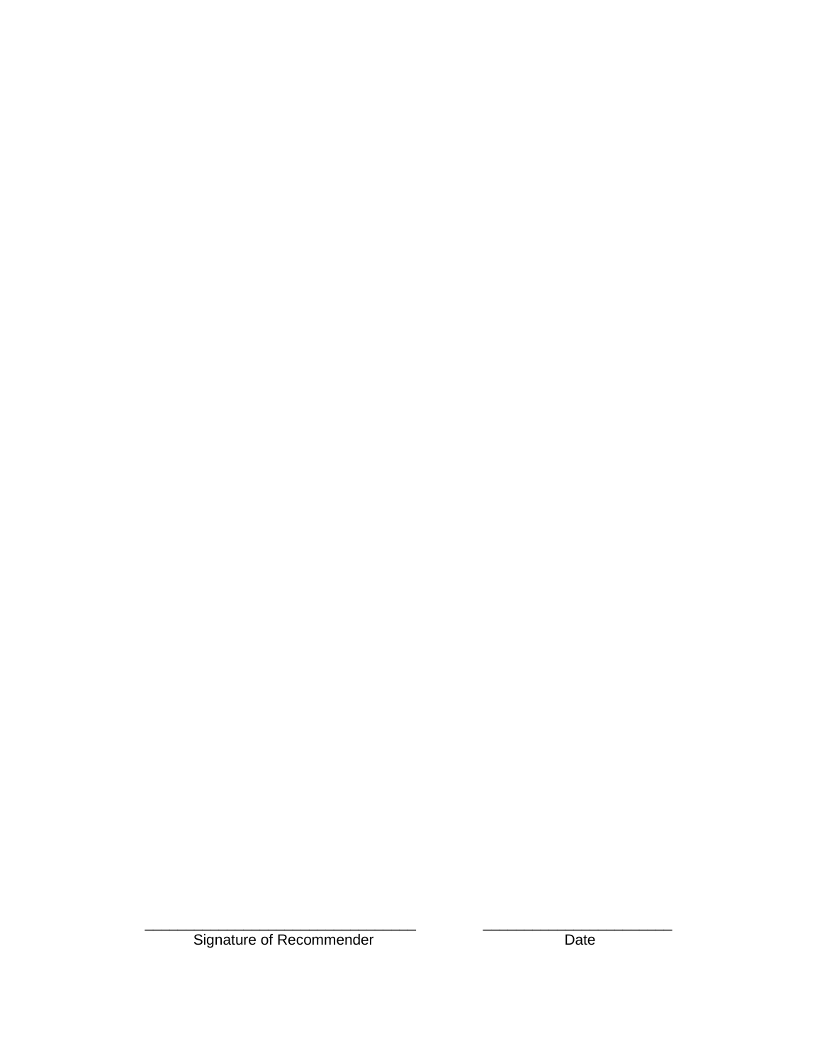_________________________________ _______________________

Signature of Recommender Date